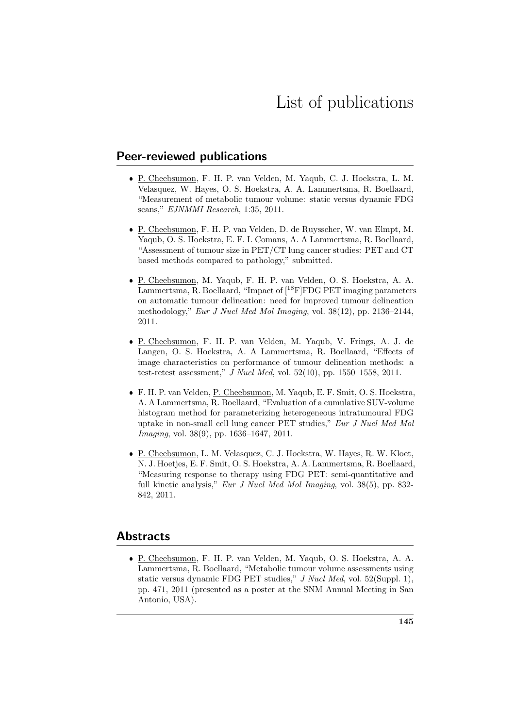# List of publications

## Peer-reviewed publications

- P. Cheebsumon, F. H. P. van Velden, M. Yaqub, C. J. Hoekstra, L. M. Velasquez, W. Hayes, O. S. Hoekstra, A. A. Lammertsma, R. Boellaard, "Measurement of metabolic tumour volume: static versus dynamic FDG scans," *EJNMMI Research*, 1:35, 2011.

- P. Cheebsumon, F. H. P. van Velden, D. de Ruysscher, W. van Elmpt, M. Yaqub, O. S. Hoekstra, E. F. I. Comans, A. A Lammertsma, R. Boellaard, "Assessment of tumour size in PET/CT lung cancer studies: PET and CT based methods compared to pathology," submitted.

- P. Cheebsumon, M. Yaqub, F. H. P. van Velden, O. S. Hoekstra, A. A. Lammertsma, R. Boellaard, "Impact of [$^{18}$F]FDG PET imaging parameters on automatic tumour delineation: need for improved tumour delineation methodology," *Eur J Nucl Med Mol Imaging*, vol. 38(12), pp. 2136–2144, 2011.

- P. Cheebsumon, F. H. P. van Velden, M. Yaqub, V. Frings, A. J. de Langen, O. S. Hoekstra, A. A Lammertsma, R. Boellaard, "Effects of image characteristics on performance of tumour delineation methods: a test-retest assessment," *J Nucl Med*, vol. 52(10), pp. 1550–1558, 2011.

- F. H. P. van Velden, P. Cheebsumon, M. Yaqub, E. F. Smit, O. S. Hoekstra, A. A Lammertsma, R. Boellaard, "Evaluation of a cumulative SUV-volume histogram method for parameterizing heterogeneous intratumoural FDG uptake in non-small cell lung cancer PET studies," *Eur J Nucl Med Mol Imaging*, vol. 38(9), pp. 1636–1647, 2011.

- P. Cheebsumon, L. M. Velasquez, C. J. Hoekstra, W. Hayes, R. W. Kloet, N. J. Hoetjes, E. F. Smit, O. S. Hoekstra, A. A. Lammertsma, R. Boellaard, "Measuring response to therapy using FDG PET: semi-quantitative and full kinetic analysis," *Eur J Nucl Med Mol Imaging*, vol. 38(5), pp. 832-842, 2011.

## Abstracts

- P. Cheebsumon, F. H. P. van Velden, M. Yaqub, O. S. Hoekstra, A. A. Lammertsma, R. Boellaard, "Metabolic tumour volume assessments using static versus dynamic FDG PET studies," *J Nucl Med*, vol. 52(Suppl. 1), pp. 471, 2011 (presented as a poster at the SNM Annual Meeting in San Antonio, USA).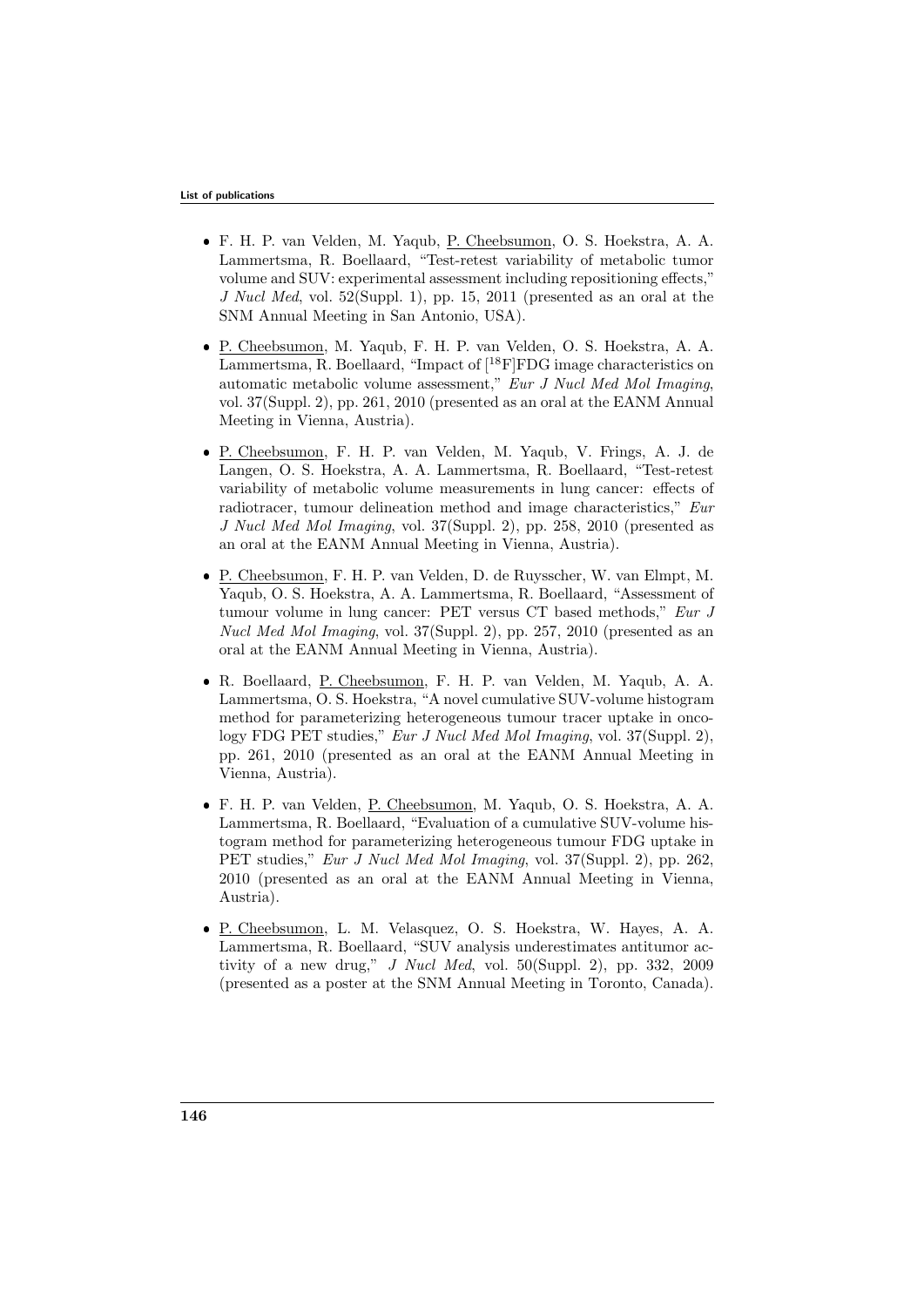- F. H. P. van Velden, M. Yaqub, P. Cheebsumon, O. S. Hoekstra, A. A. Lammertsma, R. Boellaard, "Test-retest variability of metabolic tumor volume and SUV: experimental assessment including repositioning effects," *J Nucl Med*, vol. 52(Suppl. 1), pp. 15, 2011 (presented as an oral at the SNM Annual Meeting in San Antonio, USA).

- P. Cheebsumon, M. Yaqub, F. H. P. van Velden, O. S. Hoekstra, A. A. Lammertsma, R. Boellaard, "Impact of [$^{18}$F]FDG image characteristics on automatic metabolic volume assessment," *Eur J Nucl Med Mol Imaging*, vol. 37(Suppl. 2), pp. 261, 2010 (presented as an oral at the EANM Annual Meeting in Vienna, Austria).

- P. Cheebsumon, F. H. P. van Velden, M. Yaqub, V. Frings, A. J. de Langen, O. S. Hoekstra, A. A. Lammertsma, R. Boellaard, "Test-retest variability of metabolic volume measurements in lung cancer: effects of radiotracer, tumour delineation method and image characteristics," *Eur J Nucl Med Mol Imaging*, vol. 37(Suppl. 2), pp. 258, 2010 (presented as an oral at the EANM Annual Meeting in Vienna, Austria).

- P. Cheebsumon, F. H. P. van Velden, D. de Ruysscher, W. van Elmpt, M. Yaqub, O. S. Hoekstra, A. A. Lammertsma, R. Boellaard, "Assessment of tumour volume in lung cancer: PET versus CT based methods," *Eur J Nucl Med Mol Imaging*, vol. 37(Suppl. 2), pp. 257, 2010 (presented as an oral at the EANM Annual Meeting in Vienna, Austria).

- R. Boellaard, P. Cheebsumon, F. H. P. van Velden, M. Yaqub, A. A. Lammertsma, O. S. Hoekstra, "A novel cumulative SUV-volume histogram method for parameterizing heterogeneous tumour tracer uptake in oncology FDG PET studies," *Eur J Nucl Med Mol Imaging*, vol. 37(Suppl. 2), pp. 261, 2010 (presented as an oral at the EANM Annual Meeting in Vienna, Austria).

- F. H. P. van Velden, P. Cheebsumon, M. Yaqub, O. S. Hoekstra, A. A. Lammertsma, R. Boellaard, "Evaluation of a cumulative SUV-volume histogram method for parameterizing heterogeneous tumour FDG uptake in PET studies," *Eur J Nucl Med Mol Imaging*, vol. 37(Suppl. 2), pp. 262, 2010 (presented as an oral at the EANM Annual Meeting in Vienna, Austria).

- P. Cheebsumon, L. M. Velasquez, O. S. Hoekstra, W. Hayes, A. A. Lammertsma, R. Boellaard, "SUV analysis underestimates antitumor activity of a new drug," *J Nucl Med*, vol. 50(Suppl. 2), pp. 332, 2009 (presented as a poster at the SNM Annual Meeting in Toronto, Canada).